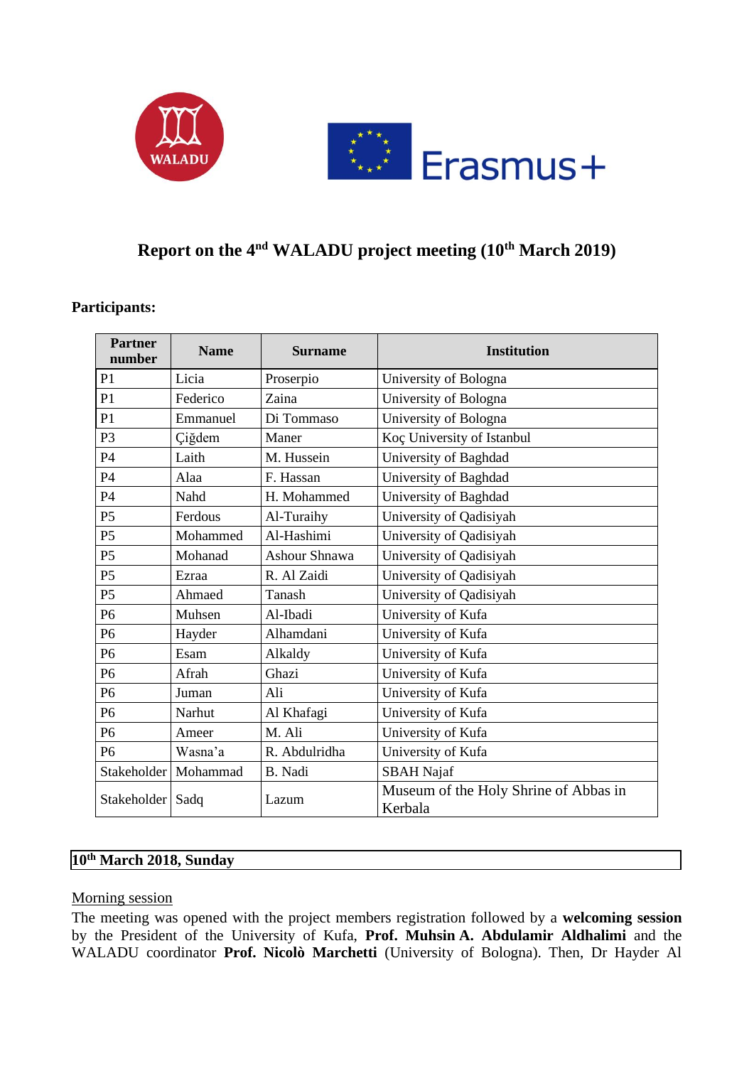# Report on the 4nd WALADU project meeting (10th March 2019)

**Participants:**

| Partner number | Name | Surname | Institution |
|---|---|---|---|
| P1 | Licia | Proserpio | University of Bologna |
| P1 | Federico | Zaina | University of Bologna |
| P1 | Emmanuel | Di Tommaso | University of Bologna |
| P3 | Çiğdem | Maner | Koç University of Istanbul |
| P4 | Laith | M. Hussein | University of Baghdad |
| P4 | Alaa | F. Hassan | University of Baghdad |
| P4 | Nahd | H. Mohammed | University of Baghdad |
| P5 | Ferdous | Al-Turaihy | University of Qadisiyah |
| P5 | Mohammed | Al-Hashimi | University of Qadisiyah |
| P5 | Mohanad | Ashour Shnawa | University of Qadisiyah |
| P5 | Ezraa | R. Al Zaidi | University of Qadisiyah |
| P5 | Ahmaed | Tanash | University of Qadisiyah |
| P6 | Muhsen | Al-Ibadi | University of Kufa |
| P6 | Hayder | Alhamdani | University of Kufa |
| P6 | Esam | Alkaldy | University of Kufa |
| P6 | Afrah | Ghazi | University of Kufa |
| P6 | Juman | Ali | University of Kufa |
| P6 | Narhut | Al Khafagi | University of Kufa |
| P6 | Ameer | M. Ali | University of Kufa |
| P6 | Wasna'a | R. Abdulridha | University of Kufa |
| Stakeholder | Mohammad | B. Nadi | SBAH Najaf |
| Stakeholder | Sadq | Lazum | Museum of the Holy Shrine of Abbas in Kerbala |

**10th March 2018, Sunday**

Morning session

The meeting was opened with the project members registration followed by a **welcoming session** by the President of the University of Kufa, **Prof. Muhsin A. Abdulamir Aldhalimi** and the WALADU coordinator **Prof. Nicolò Marchetti** (University of Bologna). Then, Dr Hayder Al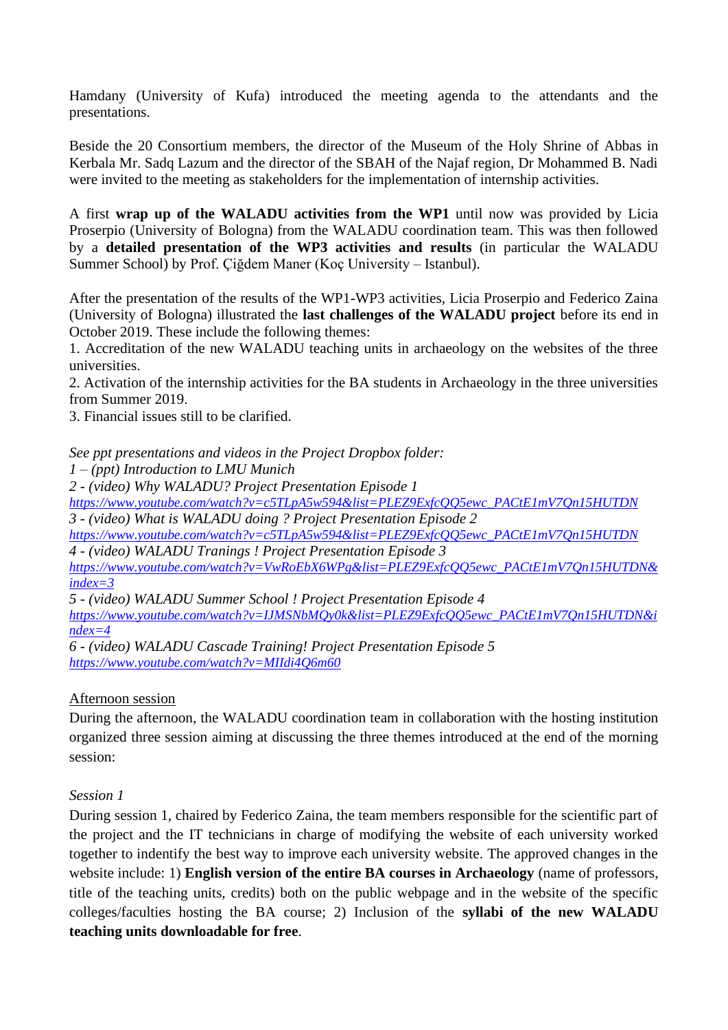Hamdany (University of Kufa) introduced the meeting agenda to the attendants and the presentations.

Beside the 20 Consortium members, the director of the Museum of the Holy Shrine of Abbas in Kerbala Mr. Sadq Lazum and the director of the SBAH of the Najaf region, Dr Mohammed B. Nadi were invited to the meeting as stakeholders for the implementation of internship activities.

A first **wrap up of the WALADU activities from the WP1** until now was provided by Licia Proserpio (University of Bologna) from the WALADU coordination team. This was then followed by a **detailed presentation of the WP3 activities and results** (in particular the WALADU Summer School) by Prof. Çiğdem Maner (Koç University – Istanbul).

After the presentation of the results of the WP1-WP3 activities, Licia Proserpio and Federico Zaina (University of Bologna) illustrated the **last challenges of the WALADU project** before its end in October 2019. These include the following themes:
1. Accreditation of the new WALADU teaching units in archaeology on the websites of the three universities.
2. Activation of the internship activities for the BA students in Archaeology in the three universities from Summer 2019.
3. Financial issues still to be clarified.

*See ppt presentations and videos in the Project Dropbox folder:*
*1 – (ppt) Introduction to LMU Munich*
*2 - (video) Why WALADU? Project Presentation Episode 1*
*https://www.youtube.com/watch?v=c5TLpA5w594&list=PLEZ9ExfcQQ5ewc_PACtE1mV7Qn15HUTDN*
*3 - (video) What is WALADU doing ? Project Presentation Episode 2*
*https://www.youtube.com/watch?v=c5TLpA5w594&list=PLEZ9ExfcQQ5ewc_PACtE1mV7Qn15HUTDN*
*4 - (video) WALADU Tranings ! Project Presentation Episode 3*
*https://www.youtube.com/watch?v=VwRoEbX6WPg&list=PLEZ9ExfcQQ5ewc_PACtE1mV7Qn15HUTDN&index=3*
*5 - (video) WALADU Summer School ! Project Presentation Episode 4*
*https://www.youtube.com/watch?v=IJMSNbMQy0k&list=PLEZ9ExfcQQ5ewc_PACtE1mV7Qn15HUTDN&index=4*
*6 - (video) WALADU Cascade Training! Project Presentation Episode 5*
*https://www.youtube.com/watch?v=MIIdi4Q6m60*

Afternoon session

During the afternoon, the WALADU coordination team in collaboration with the hosting institution organized three session aiming at discussing the three themes introduced at the end of the morning session:

*Session 1*

During session 1, chaired by Federico Zaina, the team members responsible for the scientific part of the project and the IT technicians in charge of modifying the website of each university worked together to indentify the best way to improve each university website. The approved changes in the website include: 1) **English version of the entire BA courses in Archaeology** (name of professors, title of the teaching units, credits) both on the public webpage and in the website of the specific colleges/faculties hosting the BA course; 2) Inclusion of the **syllabi of the new WALADU teaching units downloadable for free**.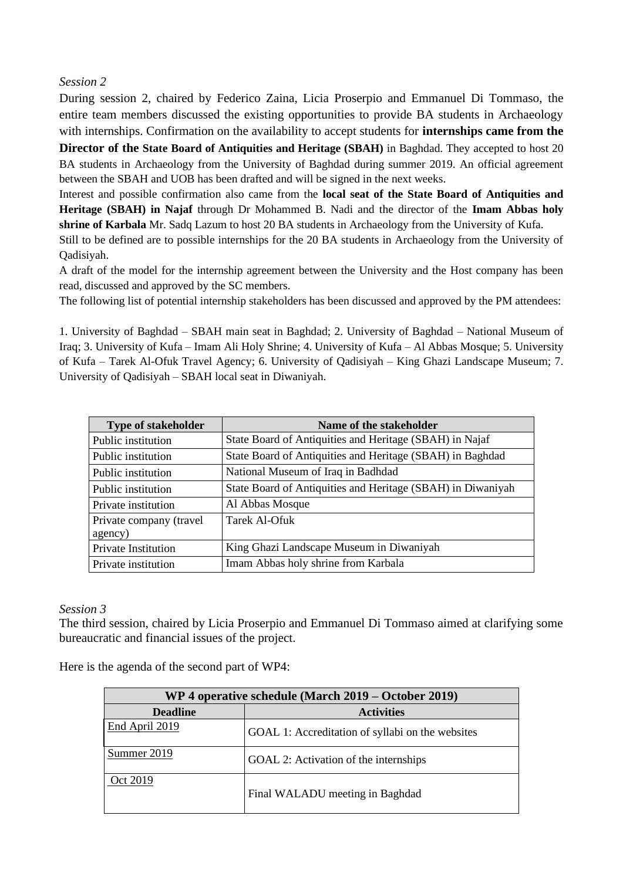*Session 2*

During session 2, chaired by Federico Zaina, Licia Proserpio and Emmanuel Di Tommaso, the entire team members discussed the existing opportunities to provide BA students in Archaeology with internships. Confirmation on the availability to accept students for **internships came from the Director of the State Board of Antiquities and Heritage (SBAH)** in Baghdad. They accepted to host 20 BA students in Archaeology from the University of Baghdad during summer 2019. An official agreement between the SBAH and UOB has been drafted and will be signed in the next weeks.

Interest and possible confirmation also came from the **local seat of the State Board of Antiquities and Heritage (SBAH) in Najaf** through Dr Mohammed B. Nadi and the director of the **Imam Abbas holy shrine of Karbala** Mr. Sadq Lazum to host 20 BA students in Archaeology from the University of Kufa.

Still to be defined are to possible internships for the 20 BA students in Archaeology from the University of Qadisiyah.

A draft of the model for the internship agreement between the University and the Host company has been read, discussed and approved by the SC members.

The following list of potential internship stakeholders has been discussed and approved by the PM attendees:

1. University of Baghdad – SBAH main seat in Baghdad; 2. University of Baghdad – National Museum of Iraq; 3. University of Kufa – Imam Ali Holy Shrine; 4. University of Kufa – Al Abbas Mosque; 5. University of Kufa – Tarek Al-Ofuk Travel Agency; 6. University of Qadisiyah – King Ghazi Landscape Museum; 7. University of Qadisiyah – SBAH local seat in Diwaniyah.

| Type of stakeholder | Name of the stakeholder |
|---|---|
| Public institution | State Board of Antiquities and Heritage (SBAH) in Najaf |
| Public institution | State Board of Antiquities and Heritage (SBAH) in Baghdad |
| Public institution | National Museum of Iraq in Badhdad |
| Public institution | State Board of Antiquities and Heritage (SBAH) in Diwaniyah |
| Private institution | Al Abbas Mosque |
| Private company (travel agency) | Tarek Al-Ofuk |
| Private Institution | King Ghazi Landscape Museum in Diwaniyah |
| Private institution | Imam Abbas holy shrine from Karbala |

*Session 3*

The third session, chaired by Licia Proserpio and Emmanuel Di Tommaso aimed at clarifying some bureaucratic and financial issues of the project.

Here is the agenda of the second part of WP4:

| WP 4 operative schedule (March 2019 – October 2019) | |
|---|---|
| **Deadline** | **Activities** |
| End April 2019 | GOAL 1: Accreditation of syllabi on the websites |
| Summer 2019 | GOAL 2: Activation of the internships |
| Oct 2019 | Final WALADU meeting in Baghdad |